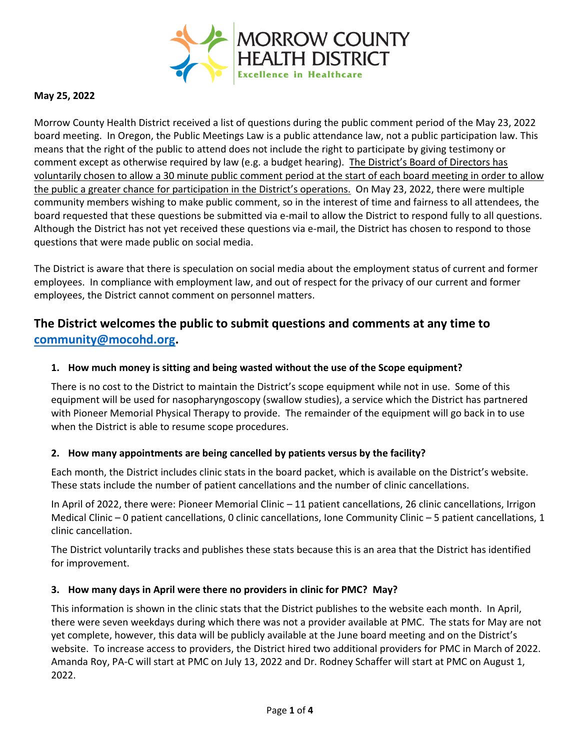# MORROW COUNTY HEALTH DISTRICT

Excellence in Healthcare

**May 25, 2022**

Morrow County Health District received a list of questions during the public comment period of the May 23, 2022 board meeting. In Oregon, the Public Meetings Law is a public attendance law, not a public participation law. This means that the right of the public to attend does not include the right to participate by giving testimony or comment except as otherwise required by law (e.g. a budget hearing). <u>The District's Board of Directors has voluntarily chosen to allow a 30 minute public comment period at the start of each board meeting in order to allow the public a greater chance for participation in the District's operations.</u> On May 23, 2022, there were multiple community members wishing to make public comment, so in the interest of time and fairness to all attendees, the board requested that these questions be submitted via e-mail to allow the District to respond fully to all questions. Although the District has not yet received these questions via e-mail, the District has chosen to respond to those questions that were made public on social media.

The District is aware that there is speculation on social media about the employment status of current and former employees. In compliance with employment law, and out of respect for the privacy of our current and former employees, the District cannot comment on personnel matters.

## The District welcomes the public to submit questions and comments at any time to community@mocohd.org.

1. **How much money is sitting and being wasted without the use of the Scope equipment?**

   There is no cost to the District to maintain the District's scope equipment while not in use. Some of this equipment will be used for nasopharyngoscopy (swallow studies), a service which the District has partnered with Pioneer Memorial Physical Therapy to provide. The remainder of the equipment will go back in to use when the District is able to resume scope procedures.

2. **How many appointments are being cancelled by patients versus by the facility?**

   Each month, the District includes clinic stats in the board packet, which is available on the District's website. These stats include the number of patient cancellations and the number of clinic cancellations.

   In April of 2022, there were: Pioneer Memorial Clinic – 11 patient cancellations, 26 clinic cancellations, Irrigon Medical Clinic – 0 patient cancellations, 0 clinic cancellations, Ione Community Clinic – 5 patient cancellations, 1 clinic cancellation.

   The District voluntarily tracks and publishes these stats because this is an area that the District has identified for improvement.

3. **How many days in April were there no providers in clinic for PMC? May?**

   This information is shown in the clinic stats that the District publishes to the website each month. In April, there were seven weekdays during which there was not a provider available at PMC. The stats for May are not yet complete, however, this data will be publicly available at the June board meeting and on the District's website. To increase access to providers, the District hired two additional providers for PMC in March of 2022. Amanda Roy, PA-C will start at PMC on July 13, 2022 and Dr. Rodney Schaffer will start at PMC on August 1, 2022.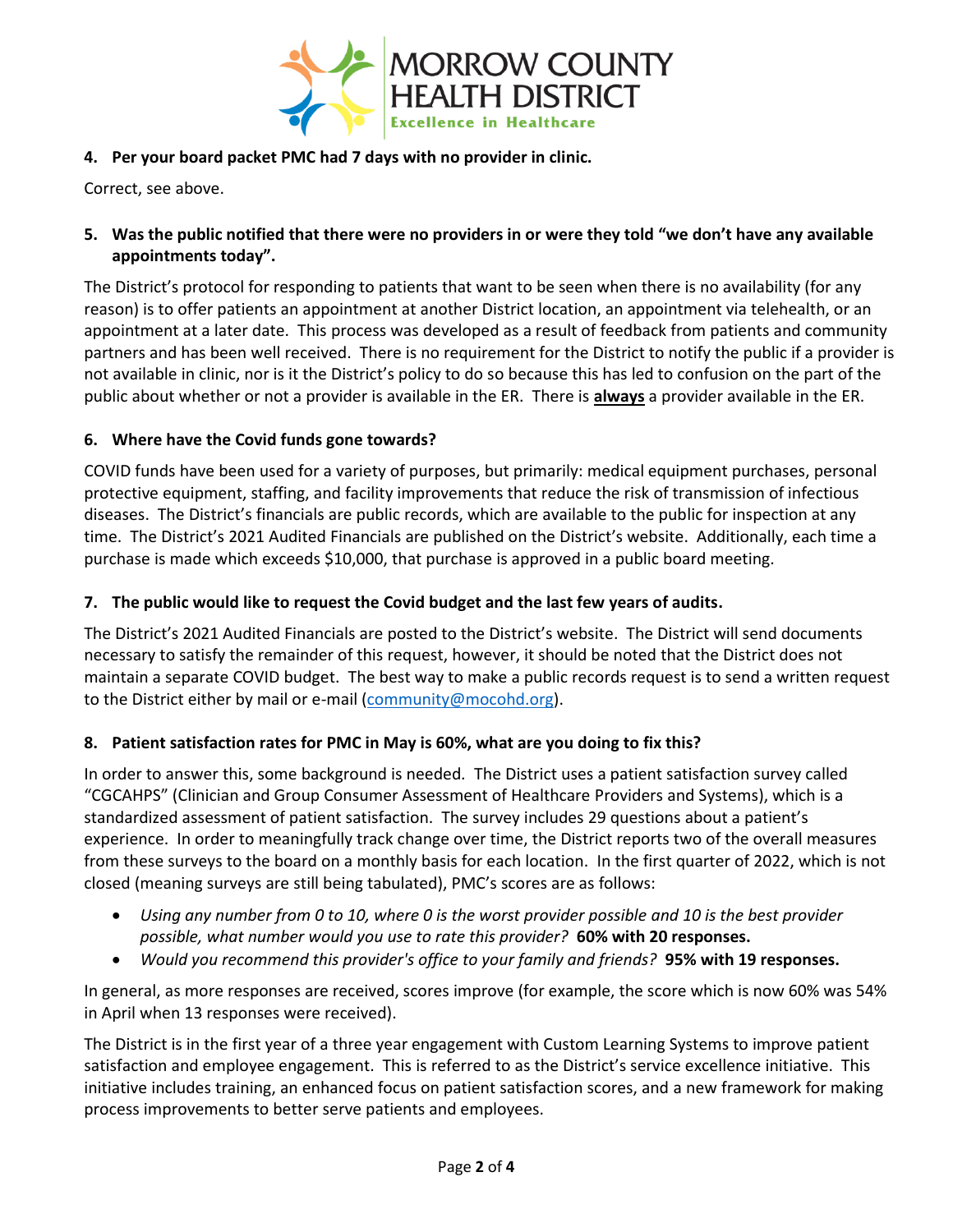**4. Per your board packet PMC had 7 days with no provider in clinic.**

Correct, see above.

**5. Was the public notified that there were no providers in or were they told "we don't have any available appointments today".**

The District's protocol for responding to patients that want to be seen when there is no availability (for any reason) is to offer patients an appointment at another District location, an appointment via telehealth, or an appointment at a later date. This process was developed as a result of feedback from patients and community partners and has been well received. There is no requirement for the District to notify the public if a provider is not available in clinic, nor is it the District's policy to do so because this has led to confusion on the part of the public about whether or not a provider is available in the ER. There is **always** a provider available in the ER.

**6. Where have the Covid funds gone towards?**

COVID funds have been used for a variety of purposes, but primarily: medical equipment purchases, personal protective equipment, staffing, and facility improvements that reduce the risk of transmission of infectious diseases. The District's financials are public records, which are available to the public for inspection at any time. The District's 2021 Audited Financials are published on the District's website. Additionally, each time a purchase is made which exceeds $10,000, that purchase is approved in a public board meeting.

**7. The public would like to request the Covid budget and the last few years of audits.**

The District's 2021 Audited Financials are posted to the District's website. The District will send documents necessary to satisfy the remainder of this request, however, it should be noted that the District does not maintain a separate COVID budget. The best way to make a public records request is to send a written request to the District either by mail or e-mail (community@mocohd.org).

**8. Patient satisfaction rates for PMC in May is 60%, what are you doing to fix this?**

In order to answer this, some background is needed. The District uses a patient satisfaction survey called "CGCAHPS" (Clinician and Group Consumer Assessment of Healthcare Providers and Systems), which is a standardized assessment of patient satisfaction. The survey includes 29 questions about a patient's experience. In order to meaningfully track change over time, the District reports two of the overall measures from these surveys to the board on a monthly basis for each location. In the first quarter of 2022, which is not closed (meaning surveys are still being tabulated), PMC's scores are as follows:

- *Using any number from 0 to 10, where 0 is the worst provider possible and 10 is the best provider possible, what number would you use to rate this provider?* **60% with 20 responses.**
- *Would you recommend this provider's office to your family and friends?* **95% with 19 responses.**

In general, as more responses are received, scores improve (for example, the score which is now 60% was 54% in April when 13 responses were received).

The District is in the first year of a three year engagement with Custom Learning Systems to improve patient satisfaction and employee engagement. This is referred to as the District's service excellence initiative. This initiative includes training, an enhanced focus on patient satisfaction scores, and a new framework for making process improvements to better serve patients and employees.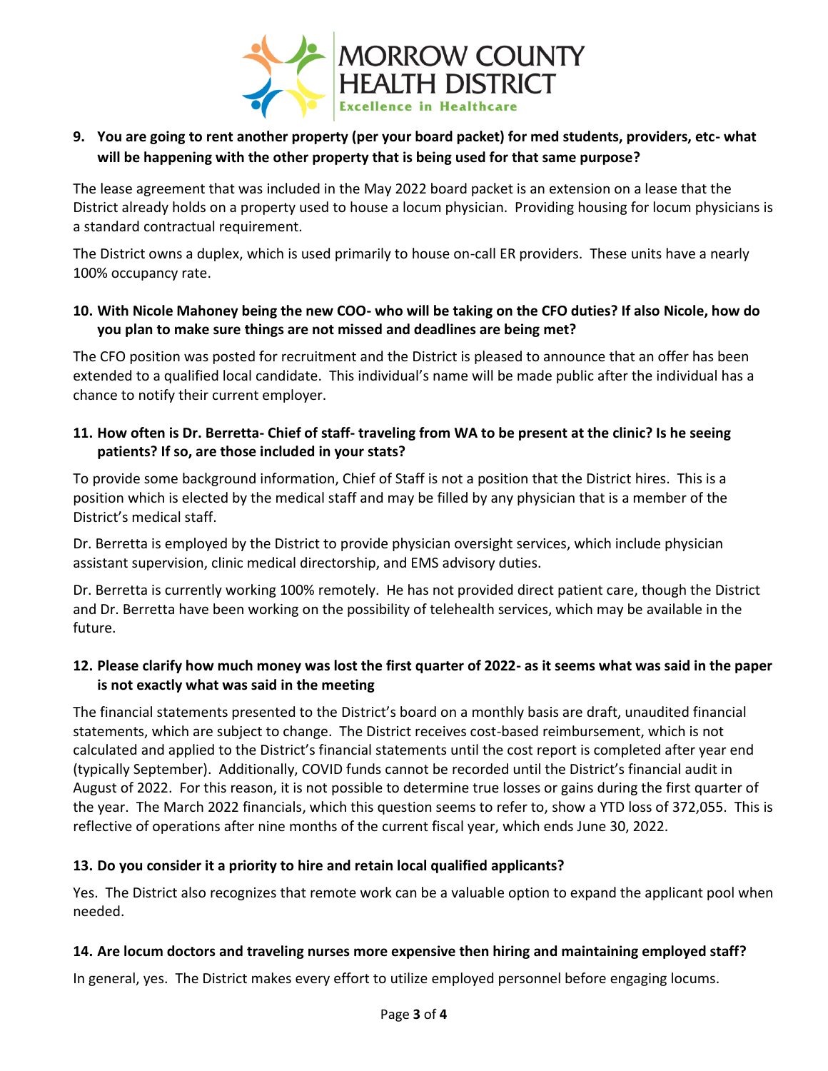**9. You are going to rent another property (per your board packet) for med students, providers, etc- what will be happening with the other property that is being used for that same purpose?**

The lease agreement that was included in the May 2022 board packet is an extension on a lease that the District already holds on a property used to house a locum physician. Providing housing for locum physicians is a standard contractual requirement.

The District owns a duplex, which is used primarily to house on-call ER providers. These units have a nearly 100% occupancy rate.

**10. With Nicole Mahoney being the new COO- who will be taking on the CFO duties? If also Nicole, how do you plan to make sure things are not missed and deadlines are being met?**

The CFO position was posted for recruitment and the District is pleased to announce that an offer has been extended to a qualified local candidate. This individual's name will be made public after the individual has a chance to notify their current employer.

**11. How often is Dr. Berretta- Chief of staff- traveling from WA to be present at the clinic? Is he seeing patients? If so, are those included in your stats?**

To provide some background information, Chief of Staff is not a position that the District hires. This is a position which is elected by the medical staff and may be filled by any physician that is a member of the District's medical staff.

Dr. Berretta is employed by the District to provide physician oversight services, which include physician assistant supervision, clinic medical directorship, and EMS advisory duties.

Dr. Berretta is currently working 100% remotely. He has not provided direct patient care, though the District and Dr. Berretta have been working on the possibility of telehealth services, which may be available in the future.

**12. Please clarify how much money was lost the first quarter of 2022- as it seems what was said in the paper is not exactly what was said in the meeting**

The financial statements presented to the District's board on a monthly basis are draft, unaudited financial statements, which are subject to change. The District receives cost-based reimbursement, which is not calculated and applied to the District's financial statements until the cost report is completed after year end (typically September). Additionally, COVID funds cannot be recorded until the District's financial audit in August of 2022. For this reason, it is not possible to determine true losses or gains during the first quarter of the year. The March 2022 financials, which this question seems to refer to, show a YTD loss of 372,055. This is reflective of operations after nine months of the current fiscal year, which ends June 30, 2022.

**13. Do you consider it a priority to hire and retain local qualified applicants?**

Yes. The District also recognizes that remote work can be a valuable option to expand the applicant pool when needed.

**14. Are locum doctors and traveling nurses more expensive then hiring and maintaining employed staff?**

In general, yes. The District makes every effort to utilize employed personnel before engaging locums.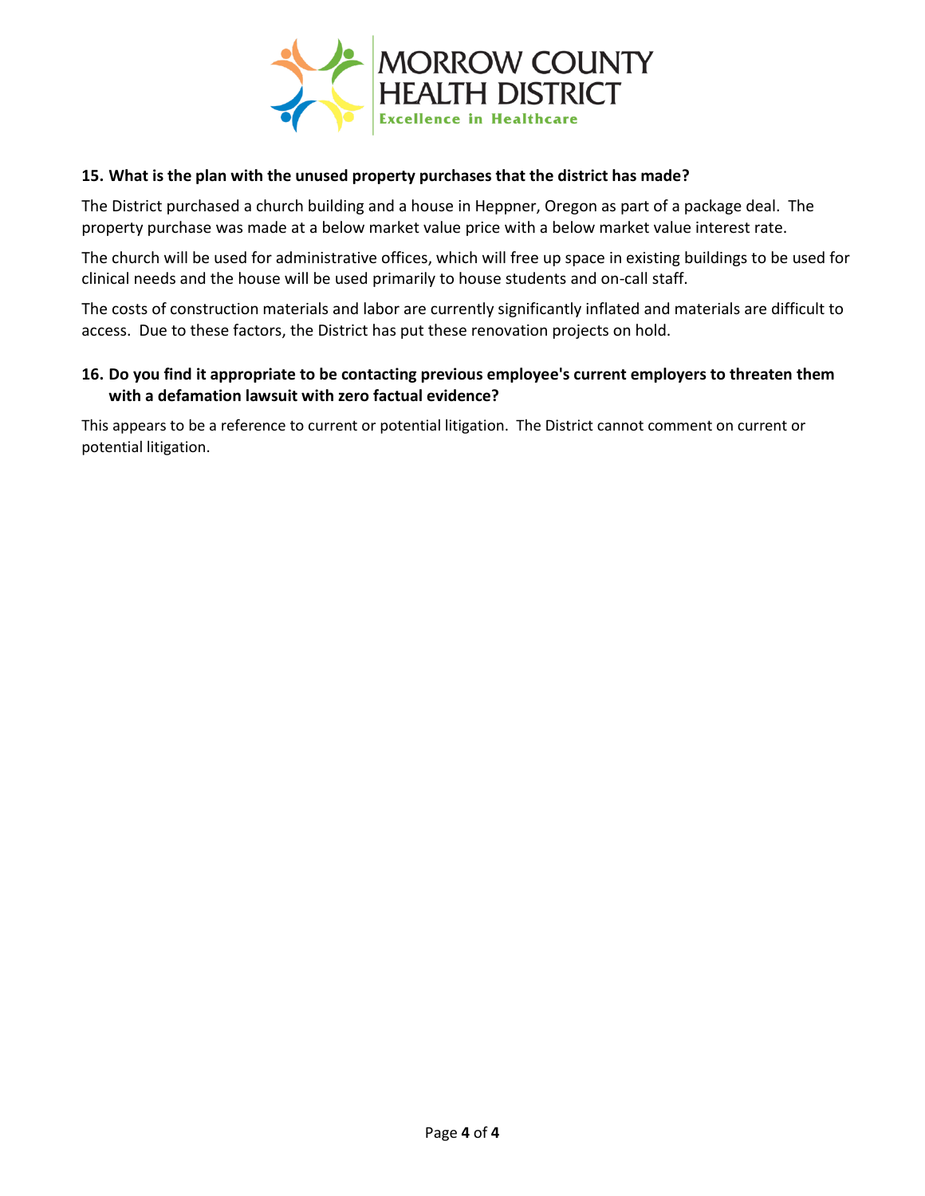**MORROW COUNTY HEALTH DISTRICT**
Excellence in Healthcare

**15. What is the plan with the unused property purchases that the district has made?**

The District purchased a church building and a house in Heppner, Oregon as part of a package deal. The property purchase was made at a below market value price with a below market value interest rate.

The church will be used for administrative offices, which will free up space in existing buildings to be used for clinical needs and the house will be used primarily to house students and on-call staff.

The costs of construction materials and labor are currently significantly inflated and materials are difficult to access. Due to these factors, the District has put these renovation projects on hold.

**16. Do you find it appropriate to be contacting previous employee's current employers to threaten them with a defamation lawsuit with zero factual evidence?**

This appears to be a reference to current or potential litigation. The District cannot comment on current or potential litigation.